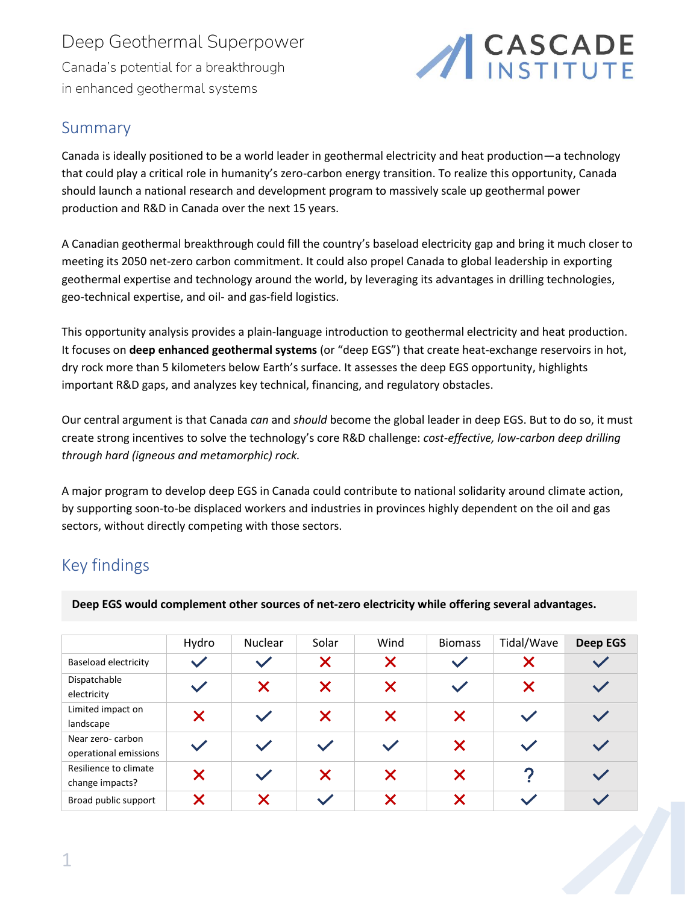# Deep Geothermal Superpower

Canada's potential for a breakthrough in enhanced geothermal systems

CASCADE INSTITUTE

## Summary

Canada is ideally positioned to be a world leader in geothermal electricity and heat production—a technology that could play a critical role in humanity's zero-carbon energy transition. To realize this opportunity, Canada should launch a national research and development program to massively scale up geothermal power production and R&D in Canada over the next 15 years.

A Canadian geothermal breakthrough could fill the country's baseload electricity gap and bring it much closer to meeting its 2050 net-zero carbon commitment. It could also propel Canada to global leadership in exporting geothermal expertise and technology around the world, by leveraging its advantages in drilling technologies, geo-technical expertise, and oil- and gas-field logistics.

This opportunity analysis provides a plain-language introduction to geothermal electricity and heat production. It focuses on **deep enhanced geothermal systems** (or "deep EGS") that create heat-exchange reservoirs in hot, dry rock more than 5 kilometers below Earth's surface. It assesses the deep EGS opportunity, highlights important R&D gaps, and analyzes key technical, financing, and regulatory obstacles.

Our central argument is that Canada *can* and *should* become the global leader in deep EGS. But to do so, it must create strong incentives to solve the technology's core R&D challenge: *cost-effective, low-carbon deep drilling through hard (igneous and metamorphic) rock.*

A major program to develop deep EGS in Canada could contribute to national solidarity around climate action, by supporting soon-to-be displaced workers and industries in provinces highly dependent on the oil and gas sectors, without directly competing with those sectors.

## Key findings

**Deep EGS would complement other sources of net-zero electricity while offering several advantages.**

| | Hydro | Nuclear | Solar | Wind | Biomass | Tidal/Wave | **Deep EGS** |
|---|---|---|---|---|---|---|---|
| Baseload electricity | ✓ | ✓ | ✗ | ✗ | ✓ | ✗ | ✓ |
| Dispatchable electricity | ✓ | ✗ | ✗ | ✗ | ✓ | ✗ | ✓ |
| Limited impact on landscape | ✗ | ✓ | ✗ | ✗ | ✗ | ✓ | ✓ |
| Near zero- carbon operational emissions | ✓ | ✓ | ✓ | ✓ | ✗ | ✓ | ✓ |
| Resilience to climate change impacts? | ✗ | ✓ | ✗ | ✗ | ✗ | ? | ✓ |
| Broad public support | ✗ | ✗ | ✓ | ✗ | ✗ | ✓ | ✓ |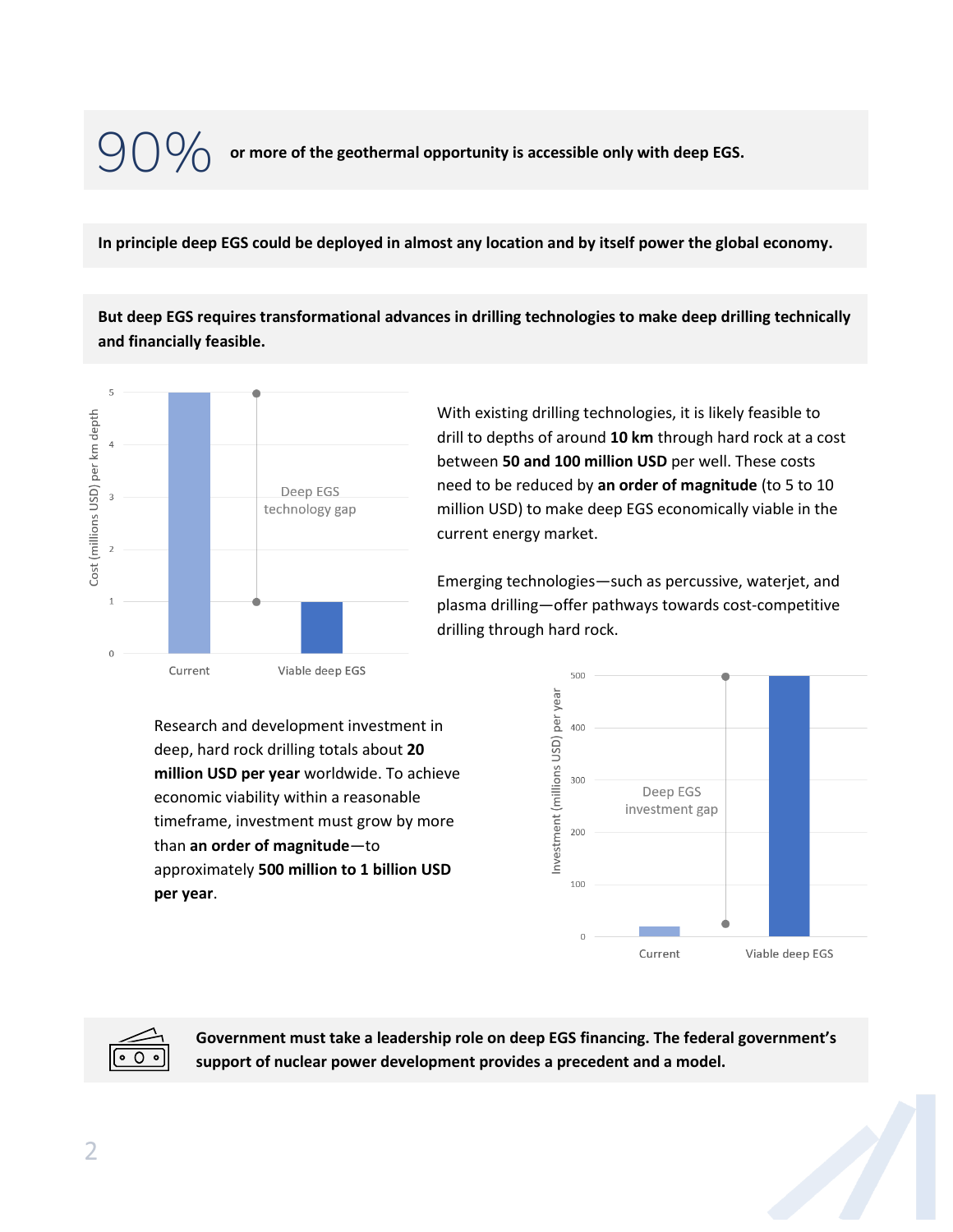**90%** **or more of the geothermal opportunity is accessible only with deep EGS.**

**In principle deep EGS could be deployed in almost any location and by itself power the global economy.**

**But deep EGS requires transformational advances in drilling technologies to make deep drilling technically and financially feasible.**

Cost (millions USD) per km depth

5
4
3
2
1
0

Deep EGS technology gap

Current
Viable deep EGS

With existing drilling technologies, it is likely feasible to drill to depths of around **10 km** through hard rock at a cost between **50 and 100 million USD** per well. These costs need to be reduced by **an order of magnitude** (to 5 to 10 million USD) to make deep EGS economically viable in the current energy market.

Emerging technologies—such as percussive, waterjet, and plasma drilling—offer pathways towards cost-competitive drilling through hard rock.

Research and development investment in deep, hard rock drilling totals about **20 million USD per year** worldwide. To achieve economic viability within a reasonable timeframe, investment must grow by more than **an order of magnitude**—to approximately **500 million to 1 billion USD per year**.

Investment (millions USD) per year

500
400
300
200
100
0

Deep EGS investment gap

Current
Viable deep EGS

**Government must take a leadership role on deep EGS financing. The federal government's support of nuclear power development provides a precedent and a model.**